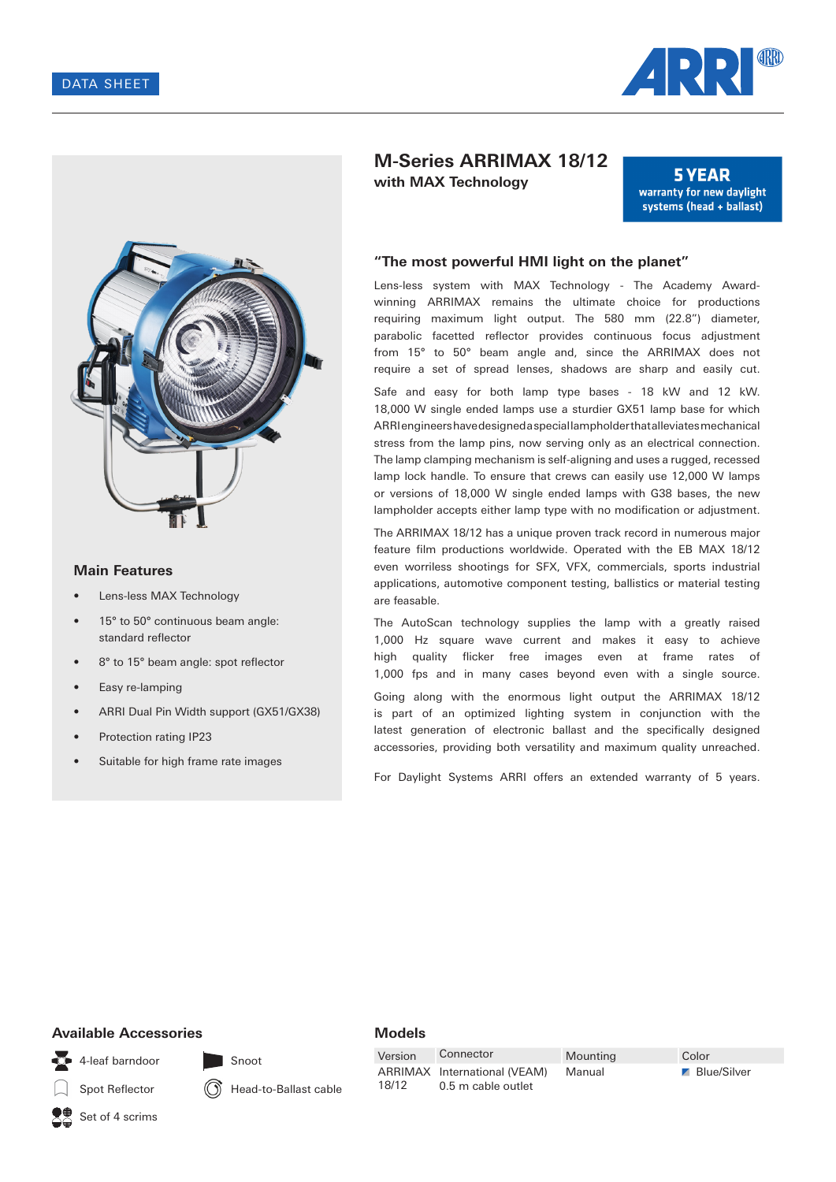DATA SHEET

# M-Series ARRIMAX 18/12

**with MAX Technology**

**5 YEAR**
**warranty for new daylight systems (head + ballast)**

## "The most powerful HMI light on the planet"

Lens-less system with MAX Technology - The Academy Award-winning ARRIMAX remains the ultimate choice for productions requiring maximum light output. The 580 mm (22.8") diameter, parabolic facetted reflector provides continuous focus adjustment from 15° to 50° beam angle and, since the ARRIMAX does not require a set of spread lenses, shadows are sharp and easily cut.

Safe and easy for both lamp type bases - 18 kW and 12 kW. 18,000 W single ended lamps use a sturdier GX51 lamp base for which ARRI engineers have designed a special lampholder that alleviates mechanical stress from the lamp pins, now serving only as an electrical connection. The lamp clamping mechanism is self-aligning and uses a rugged, recessed lamp lock handle. To ensure that crews can easily use 12,000 W lamps or versions of 18,000 W single ended lamps with G38 bases, the new lampholder accepts either lamp type with no modification or adjustment.

The ARRIMAX 18/12 has a unique proven track record in numerous major feature film productions worldwide. Operated with the EB MAX 18/12 even worriless shootings for SFX, VFX, commercials, sports industrial applications, automotive component testing, ballistics or material testing are feasable.

The AutoScan technology supplies the lamp with a greatly raised 1,000 Hz square wave current and makes it easy to achieve high quality flicker free images even at frame rates of 1,000 fps and in many cases beyond even with a single source.

Going along with the enormous light output the ARRIMAX 18/12 is part of an optimized lighting system in conjunction with the latest generation of electronic ballast and the specifically designed accessories, providing both versatility and maximum quality unreached.

For Daylight Systems ARRI offers an extended warranty of 5 years.

## Main Features

- Lens-less MAX Technology
- 15° to 50° continuous beam angle: standard reflector
- 8° to 15° beam angle: spot reflector
- Easy re-lamping
- ARRI Dual Pin Width support (GX51/GX38)
- Protection rating IP23
- Suitable for high frame rate images

## Available Accessories

- 4-leaf barndoor
- Snoot
- Spot Reflector
- Head-to-Ballast cable
- Set of 4 scrims

## Models

| Version | Connector | Mounting | Color |
|---|---|---|---|
| ARRIMAX 18/12 | International (VEAM) 0.5 m cable outlet | Manual | Blue/Silver |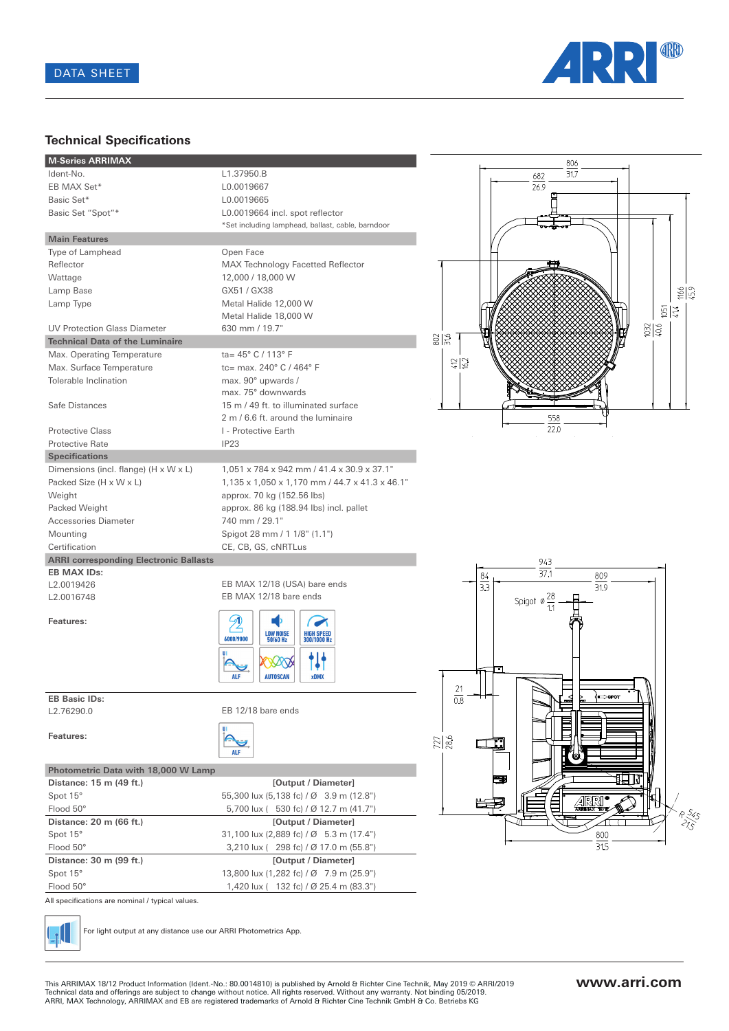DATA SHEET

## Technical Specifications

| M-Series ARRIMAX | |
|---|---|
| Ident-No. | L1.37950.B |
| EB MAX Set* | L0.0019667 |
| Basic Set* | L0.0019665 |
| Basic Set "Spot"* | L0.0019664 incl. spot reflector |
| | *Set including lamphead, ballast, cable, barndoor |
| **Main Features** | |
| Type of Lamphead | Open Face |
| Reflector | MAX Technology Facetted Reflector |
| Wattage | 12,000 / 18,000 W |
| Lamp Base | GX51 / GX38 |
| Lamp Type | Metal Halide 12,000 W<br>Metal Halide 18,000 W |
| UV Protection Glass Diameter | 630 mm / 19.7" |
| **Technical Data of the Luminaire** | |
| Max. Operating Temperature | ta= 45° C / 113° F |
| Max. Surface Temperature | tc= max. 240° C / 464° F |
| Tolerable Inclination | max. 90° upwards /<br>max. 75° downwards |
| Safe Distances | 15 m / 49 ft. to illuminated surface<br>2 m / 6.6 ft. around the luminaire |
| Protective Class | I - Protective Earth |
| Protective Rate | IP23 |
| **Specifications** | |
| Dimensions (incl. flange) (H x W x L) | 1,051 x 784 x 942 mm / 41.4 x 30.9 x 37.1" |
| Packed Size (H x W x L) | 1,135 x 1,050 x 1,170 mm / 44.7 x 41.3 x 46.1" |
| Weight | approx. 70 kg (152.56 lbs) |
| Packed Weight | approx. 86 kg (188.94 lbs) incl. pallet |
| Accessories Diameter | 740 mm / 29.1" |
| Mounting | Spigot 28 mm / 1 1/8" (1.1") |
| Certification | CE, CB, GS, cNRTLus |
| **ARRI corresponding Electronic Ballasts** | |
| **EB MAX IDs:** | |
| L2.0019426 | EB MAX 12/18 (USA) bare ends |
| L2.0016748 | EB MAX 12/18 bare ends |
| **Features:** | 6000/9000, LOW NOISE 50/60 Hz, HIGH SPEED 300/1000 Hz, ALF, AUTOSCAN, xDMX |
| **EB Basic IDs:** | |
| L2.76290.0 | EB 12/18 bare ends |
| **Features:** | ALF |

| Photometric Data with 18,000 W Lamp | |
|---|---|
| **Distance: 15 m (49 ft.)** | **[Output / Diameter]** |
| Spot 15° | 55,300 lux (5,138 fc) / Ø 3.9 m (12.8") |
| Flood 50° | 5,700 lux ( 530 fc) / Ø 12.7 m (41.7") |
| **Distance: 20 m (66 ft.)** | **[Output / Diameter]** |
| Spot 15° | 31,100 lux (2,889 fc) / Ø 5.3 m (17.4") |
| Flood 50° | 3,210 lux ( 298 fc) / Ø 17.0 m (55.8") |
| **Distance: 30 m (99 ft.)** | **[Output / Diameter]** |
| Spot 15° | 13,800 lux (1,282 fc) / Ø 7.9 m (25.9") |
| Flood 50° | 1,420 lux ( 132 fc) / Ø 25.4 m (83.3") |

All specifications are nominal / typical values.

For light output at any distance use our ARRI Photometrics App.

806
31.7
682
26.9
1166
45.9
1051
41.4
1032
40.6
802
31.6
412
16.2
558
22.0

943
37.1
84
3.3
809
31.9
Spigot ø 28
1.1
21
0.8
727
28.6
800
31.5
R 545
21.5

This ARRIMAX 18/12 Product Information (Ident.-No.: 80.0014810) is published by Arnold & Richter Cine Technik, May 2019 © ARRI/2019
Technical data and offerings are subject to change without notice. All rights reserved. Without any warranty. Not binding 05/2019.
ARRI, MAX Technology, ARRIMAX and EB are registered trademarks of Arnold & Richter Cine Technik GmbH & Co. Betriebs KG

www.arri.com